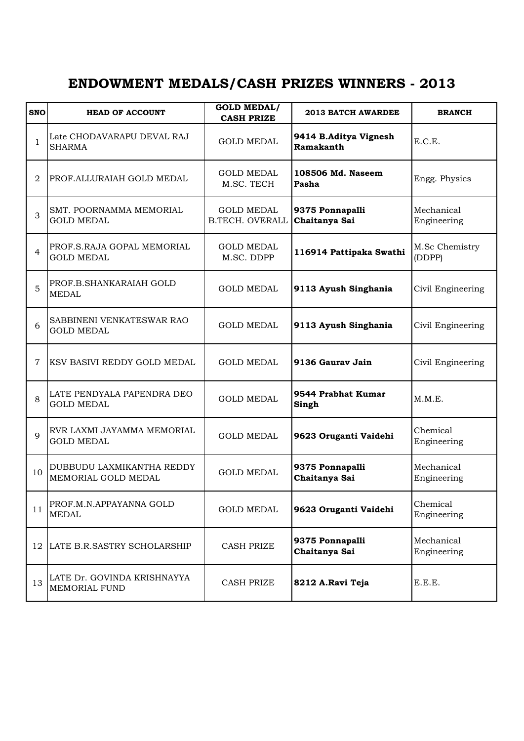# ENDOWMENT MEDALS/CASH PRIZES WINNERS - 2013

| SNO | HEAD OF ACCOUNT | GOLD MEDAL/ CASH PRIZE | 2013 BATCH AWARDEE | BRANCH |
|---|---|---|---|---|
| 1 | Late CHODAVARAPU DEVAL RAJ SHARMA | GOLD MEDAL | **9414 B.Aditya Vignesh Ramakanth** | E.C.E. |
| 2 | PROF.ALLURAIAH GOLD MEDAL | GOLD MEDAL M.SC. TECH | **108506 Md. Naseem Pasha** | Engg. Physics |
| 3 | SMT. POORNAMMA MEMORIAL GOLD MEDAL | GOLD MEDAL B.TECH. OVERALL | **9375 Ponnapalli Chaitanya Sai** | Mechanical Engineering |
| 4 | PROF.S.RAJA GOPAL MEMORIAL GOLD MEDAL | GOLD MEDAL M.SC. DDPP | **116914 Pattipaka Swathi** | M.Sc Chemistry (DDPP) |
| 5 | PROF.B.SHANKARAIAH GOLD MEDAL | GOLD MEDAL | **9113 Ayush Singhania** | Civil Engineering |
| 6 | SABBINENI VENKATESWAR RAO GOLD MEDAL | GOLD MEDAL | **9113 Ayush Singhania** | Civil Engineering |
| 7 | KSV BASIVI REDDY GOLD MEDAL | GOLD MEDAL | **9136 Gaurav Jain** | Civil Engineering |
| 8 | LATE PENDYALA PAPENDRA DEO GOLD MEDAL | GOLD MEDAL | **9544 Prabhat Kumar Singh** | M.M.E. |
| 9 | RVR LAXMI JAYAMMA MEMORIAL GOLD MEDAL | GOLD MEDAL | **9623 Oruganti Vaidehi** | Chemical Engineering |
| 10 | DUBBUDU LAXMIKANTHA REDDY MEMORIAL GOLD MEDAL | GOLD MEDAL | **9375 Ponnapalli Chaitanya Sai** | Mechanical Engineering |
| 11 | PROF.M.N.APPAYANNA GOLD MEDAL | GOLD MEDAL | **9623 Oruganti Vaidehi** | Chemical Engineering |
| 12 | LATE B.R.SASTRY SCHOLARSHIP | CASH PRIZE | **9375 Ponnapalli Chaitanya Sai** | Mechanical Engineering |
| 13 | LATE Dr. GOVINDA KRISHNAYYA MEMORIAL FUND | CASH PRIZE | **8212 A.Ravi Teja** | E.E.E. |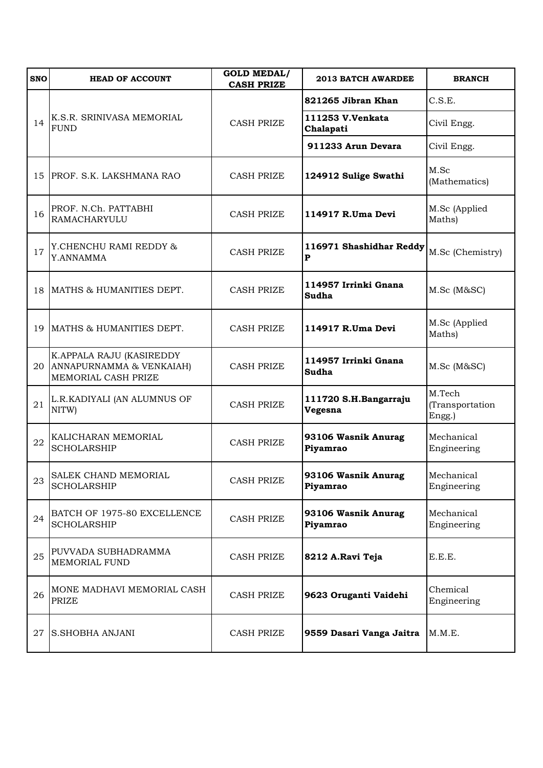| SNO | HEAD OF ACCOUNT | GOLD MEDAL/ CASH PRIZE | 2013 BATCH AWARDEE | BRANCH |
|---|---|---|---|---|
| 14 | K.S.R. SRINIVASA MEMORIAL FUND | CASH PRIZE | **821265 Jibran Khan** | C.S.E. |
| | | | **111253 V.Venkata Chalapati** | Civil Engg. |
| | | | **911233 Arun Devara** | Civil Engg. |
| 15 | PROF. S.K. LAKSHMANA RAO | CASH PRIZE | **124912 Sulige Swathi** | M.Sc (Mathematics) |
| 16 | PROF. N.Ch. PATTABHI RAMACHARYULU | CASH PRIZE | **114917 R.Uma Devi** | M.Sc (Applied Maths) |
| 17 | Y.CHENCHU RAMI REDDY & Y.ANNAMMA | CASH PRIZE | **116971 Shashidhar Reddy P** | M.Sc (Chemistry) |
| 18 | MATHS & HUMANITIES DEPT. | CASH PRIZE | **114957 Irrinki Gnana Sudha** | M.Sc (M&SC) |
| 19 | MATHS & HUMANITIES DEPT. | CASH PRIZE | **114917 R.Uma Devi** | M.Sc (Applied Maths) |
| 20 | K.APPALA RAJU (KASIREDDY ANNAPURNAMMA & VENKAIAH) MEMORIAL CASH PRIZE | CASH PRIZE | **114957 Irrinki Gnana Sudha** | M.Sc (M&SC) |
| 21 | L.R.KADIYALI (AN ALUMNUS OF NITW) | CASH PRIZE | **111720 S.H.Bangarraju Vegesna** | M.Tech (Transportation Engg.) |
| 22 | KALICHARAN MEMORIAL SCHOLARSHIP | CASH PRIZE | **93106 Wasnik Anurag Piyamrao** | Mechanical Engineering |
| 23 | SALEK CHAND MEMORIAL SCHOLARSHIP | CASH PRIZE | **93106 Wasnik Anurag Piyamrao** | Mechanical Engineering |
| 24 | BATCH OF 1975-80 EXCELLENCE SCHOLARSHIP | CASH PRIZE | **93106 Wasnik Anurag Piyamrao** | Mechanical Engineering |
| 25 | PUVVADA SUBHADRAMMA MEMORIAL FUND | CASH PRIZE | **8212 A.Ravi Teja** | E.E.E. |
| 26 | MONE MADHAVI MEMORIAL CASH PRIZE | CASH PRIZE | **9623 Oruganti Vaidehi** | Chemical Engineering |
| 27 | S.SHOBHA ANJANI | CASH PRIZE | **9559 Dasari Vanga Jaitra** | M.M.E. |